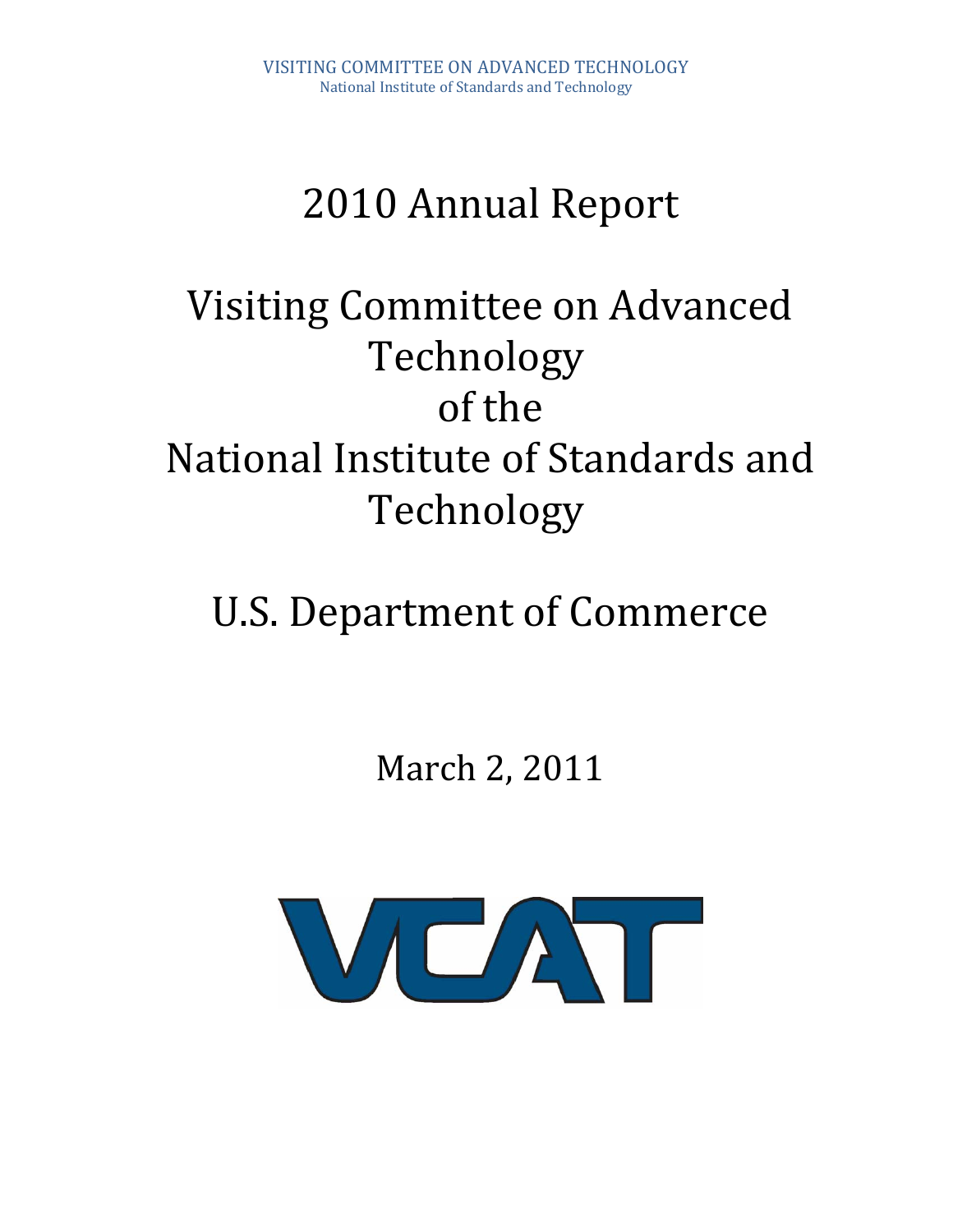VISITING COMMITTEE ON ADVANCED TECHNOLOGY
National Institute of Standards and Technology

# 2010 Annual Report

# Visiting Committee on Advanced Technology of the National Institute of Standards and Technology

# U.S. Department of Commerce

March 2, 2011

VCAT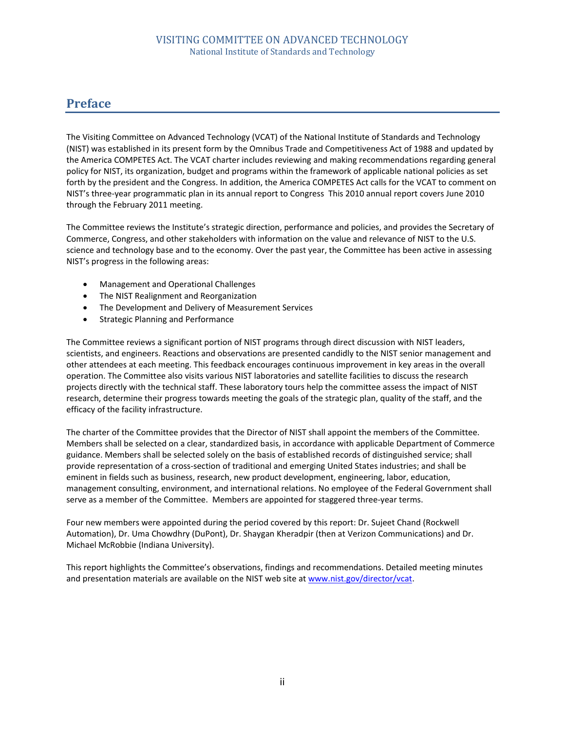# Preface

The Visiting Committee on Advanced Technology (VCAT) of the National Institute of Standards and Technology (NIST) was established in its present form by the Omnibus Trade and Competitiveness Act of 1988 and updated by the America COMPETES Act. The VCAT charter includes reviewing and making recommendations regarding general policy for NIST, its organization, budget and programs within the framework of applicable national policies as set forth by the president and the Congress. In addition, the America COMPETES Act calls for the VCAT to comment on NIST's three-year programmatic plan in its annual report to Congress This 2010 annual report covers June 2010 through the February 2011 meeting.

The Committee reviews the Institute's strategic direction, performance and policies, and provides the Secretary of Commerce, Congress, and other stakeholders with information on the value and relevance of NIST to the U.S. science and technology base and to the economy. Over the past year, the Committee has been active in assessing NIST's progress in the following areas:

- Management and Operational Challenges
- The NIST Realignment and Reorganization
- The Development and Delivery of Measurement Services
- Strategic Planning and Performance

The Committee reviews a significant portion of NIST programs through direct discussion with NIST leaders, scientists, and engineers. Reactions and observations are presented candidly to the NIST senior management and other attendees at each meeting. This feedback encourages continuous improvement in key areas in the overall operation. The Committee also visits various NIST laboratories and satellite facilities to discuss the research projects directly with the technical staff. These laboratory tours help the committee assess the impact of NIST research, determine their progress towards meeting the goals of the strategic plan, quality of the staff, and the efficacy of the facility infrastructure.

The charter of the Committee provides that the Director of NIST shall appoint the members of the Committee. Members shall be selected on a clear, standardized basis, in accordance with applicable Department of Commerce guidance. Members shall be selected solely on the basis of established records of distinguished service; shall provide representation of a cross-section of traditional and emerging United States industries; and shall be eminent in fields such as business, research, new product development, engineering, labor, education, management consulting, environment, and international relations. No employee of the Federal Government shall serve as a member of the Committee. Members are appointed for staggered three-year terms.

Four new members were appointed during the period covered by this report: Dr. Sujeet Chand (Rockwell Automation), Dr. Uma Chowdhry (DuPont), Dr. Shaygan Kheradpir (then at Verizon Communications) and Dr. Michael McRobbie (Indiana University).

This report highlights the Committee's observations, findings and recommendations. Detailed meeting minutes and presentation materials are available on the NIST web site at www.nist.gov/director/vcat.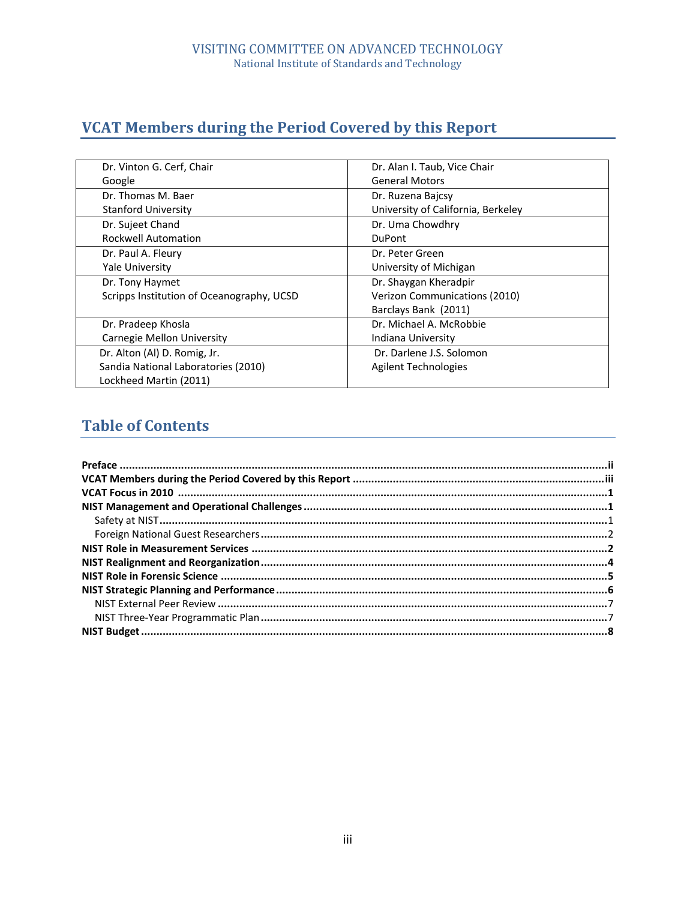## VCAT Members during the Period Covered by this Report

| | |
|---|---|
| Dr. Vinton G. Cerf, Chair<br>Google | Dr. Alan I. Taub, Vice Chair<br>General Motors |
| Dr. Thomas M. Baer<br>Stanford University | Dr. Ruzena Bajcsy<br>University of California, Berkeley |
| Dr. Sujeet Chand<br>Rockwell Automation | Dr. Uma Chowdhry<br>DuPont |
| Dr. Paul A. Fleury<br>Yale University | Dr. Peter Green<br>University of Michigan |
| Dr. Tony Haymet<br>Scripps Institution of Oceanography, UCSD | Dr. Shaygan Kheradpir<br>Verizon Communications (2010)<br>Barclays Bank (2011) |
| Dr. Pradeep Khosla<br>Carnegie Mellon University | Dr. Michael A. McRobbie<br>Indiana University |
| Dr. Alton (Al) D. Romig, Jr.<br>Sandia National Laboratories (2010)<br>Lockheed Martin (2011) | Dr. Darlene J.S. Solomon<br>Agilent Technologies |

## Table of Contents

**Preface** ........ ii
**VCAT Members during the Period Covered by this Report** ........ iii
**VCAT Focus in 2010** ........ 1
**NIST Management and Operational Challenges** ........ 1
- Safety at NIST ........ 1
- Foreign National Guest Researchers ........ 2

**NIST Role in Measurement Services** ........ 2
**NIST Realignment and Reorganization** ........ 4
**NIST Role in Forensic Science** ........ 5
**NIST Strategic Planning and Performance** ........ 6
- NIST External Peer Review ........ 7
- NIST Three-Year Programmatic Plan ........ 7

**NIST Budget** ........ 8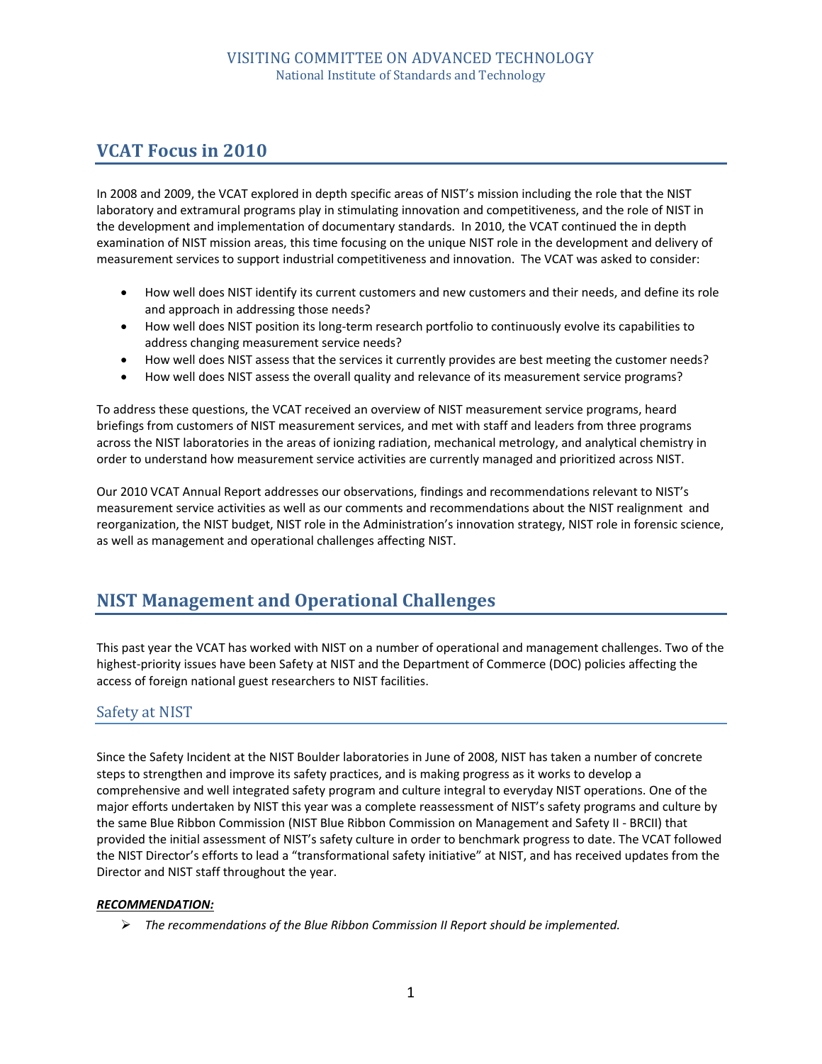## VCAT Focus in 2010

In 2008 and 2009, the VCAT explored in depth specific areas of NIST's mission including the role that the NIST laboratory and extramural programs play in stimulating innovation and competitiveness, and the role of NIST in the development and implementation of documentary standards. In 2010, the VCAT continued the in depth examination of NIST mission areas, this time focusing on the unique NIST role in the development and delivery of measurement services to support industrial competitiveness and innovation. The VCAT was asked to consider:

- How well does NIST identify its current customers and new customers and their needs, and define its role and approach in addressing those needs?
- How well does NIST position its long-term research portfolio to continuously evolve its capabilities to address changing measurement service needs?
- How well does NIST assess that the services it currently provides are best meeting the customer needs?
- How well does NIST assess the overall quality and relevance of its measurement service programs?

To address these questions, the VCAT received an overview of NIST measurement service programs, heard briefings from customers of NIST measurement services, and met with staff and leaders from three programs across the NIST laboratories in the areas of ionizing radiation, mechanical metrology, and analytical chemistry in order to understand how measurement service activities are currently managed and prioritized across NIST.

Our 2010 VCAT Annual Report addresses our observations, findings and recommendations relevant to NIST's measurement service activities as well as our comments and recommendations about the NIST realignment and reorganization, the NIST budget, NIST role in the Administration's innovation strategy, NIST role in forensic science, as well as management and operational challenges affecting NIST.

## NIST Management and Operational Challenges

This past year the VCAT has worked with NIST on a number of operational and management challenges. Two of the highest-priority issues have been Safety at NIST and the Department of Commerce (DOC) policies affecting the access of foreign national guest researchers to NIST facilities.

### Safety at NIST

Since the Safety Incident at the NIST Boulder laboratories in June of 2008, NIST has taken a number of concrete steps to strengthen and improve its safety practices, and is making progress as it works to develop a comprehensive and well integrated safety program and culture integral to everyday NIST operations. One of the major efforts undertaken by NIST this year was a complete reassessment of NIST's safety programs and culture by the same Blue Ribbon Commission (NIST Blue Ribbon Commission on Management and Safety II - BRCII) that provided the initial assessment of NIST's safety culture in order to benchmark progress to date. The VCAT followed the NIST Director's efforts to lead a "transformational safety initiative" at NIST, and has received updates from the Director and NIST staff throughout the year.

***RECOMMENDATION:***

- *The recommendations of the Blue Ribbon Commission II Report should be implemented.*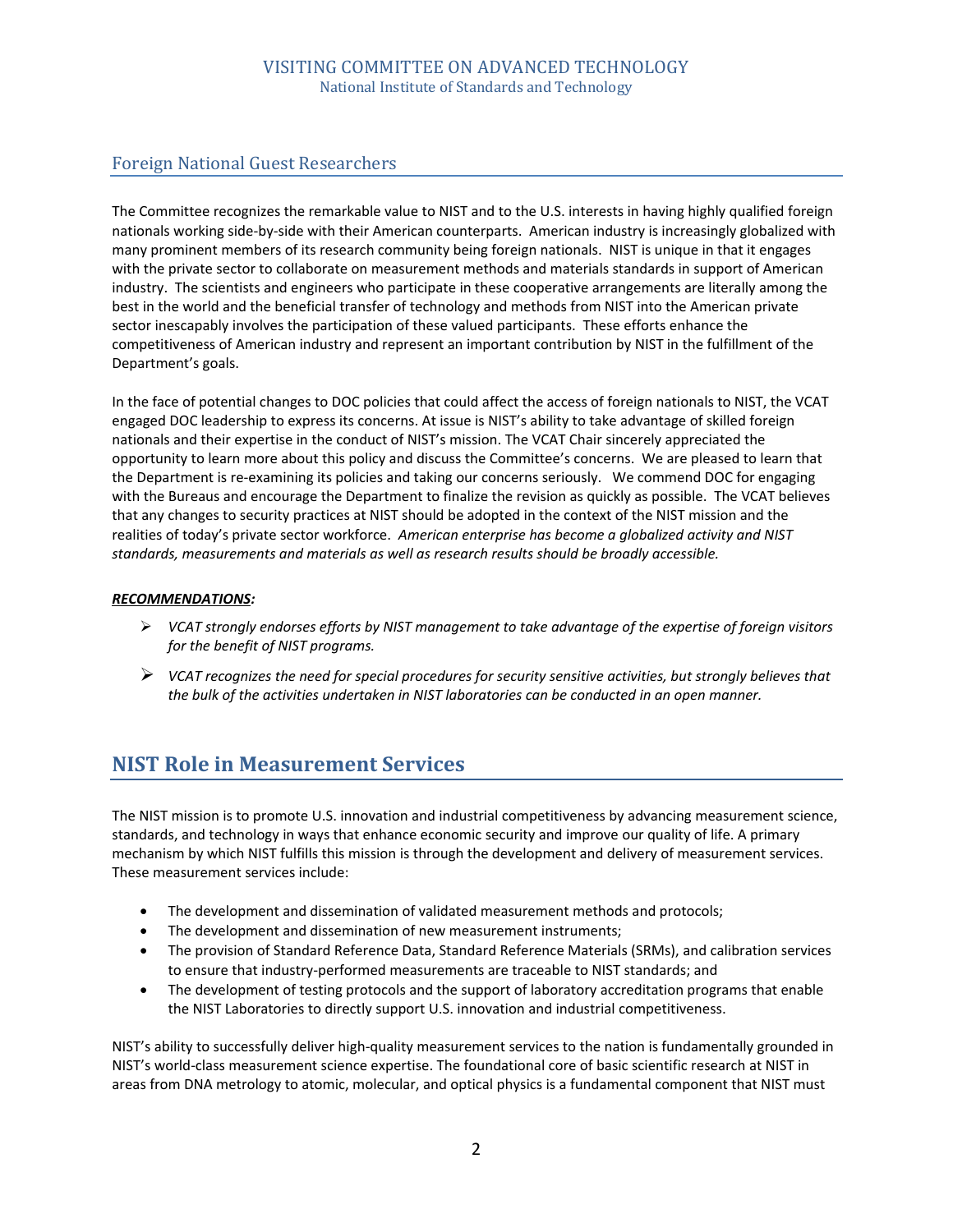## Foreign National Guest Researchers

The Committee recognizes the remarkable value to NIST and to the U.S. interests in having highly qualified foreign nationals working side-by-side with their American counterparts. American industry is increasingly globalized with many prominent members of its research community being foreign nationals. NIST is unique in that it engages with the private sector to collaborate on measurement methods and materials standards in support of American industry. The scientists and engineers who participate in these cooperative arrangements are literally among the best in the world and the beneficial transfer of technology and methods from NIST into the American private sector inescapably involves the participation of these valued participants. These efforts enhance the competitiveness of American industry and represent an important contribution by NIST in the fulfillment of the Department's goals.

In the face of potential changes to DOC policies that could affect the access of foreign nationals to NIST, the VCAT engaged DOC leadership to express its concerns. At issue is NIST's ability to take advantage of skilled foreign nationals and their expertise in the conduct of NIST's mission. The VCAT Chair sincerely appreciated the opportunity to learn more about this policy and discuss the Committee's concerns. We are pleased to learn that the Department is re-examining its policies and taking our concerns seriously. We commend DOC for engaging with the Bureaus and encourage the Department to finalize the revision as quickly as possible. The VCAT believes that any changes to security practices at NIST should be adopted in the context of the NIST mission and the realities of today's private sector workforce. *American enterprise has become a globalized activity and NIST standards, measurements and materials as well as research results should be broadly accessible.*

***RECOMMENDATIONS:***

- *VCAT strongly endorses efforts by NIST management to take advantage of the expertise of foreign visitors for the benefit of NIST programs.*
- *VCAT recognizes the need for special procedures for security sensitive activities, but strongly believes that the bulk of the activities undertaken in NIST laboratories can be conducted in an open manner.*

# NIST Role in Measurement Services

The NIST mission is to promote U.S. innovation and industrial competitiveness by advancing measurement science, standards, and technology in ways that enhance economic security and improve our quality of life. A primary mechanism by which NIST fulfills this mission is through the development and delivery of measurement services. These measurement services include:

- The development and dissemination of validated measurement methods and protocols;
- The development and dissemination of new measurement instruments;
- The provision of Standard Reference Data, Standard Reference Materials (SRMs), and calibration services to ensure that industry-performed measurements are traceable to NIST standards; and
- The development of testing protocols and the support of laboratory accreditation programs that enable the NIST Laboratories to directly support U.S. innovation and industrial competitiveness.

NIST's ability to successfully deliver high-quality measurement services to the nation is fundamentally grounded in NIST's world-class measurement science expertise. The foundational core of basic scientific research at NIST in areas from DNA metrology to atomic, molecular, and optical physics is a fundamental component that NIST must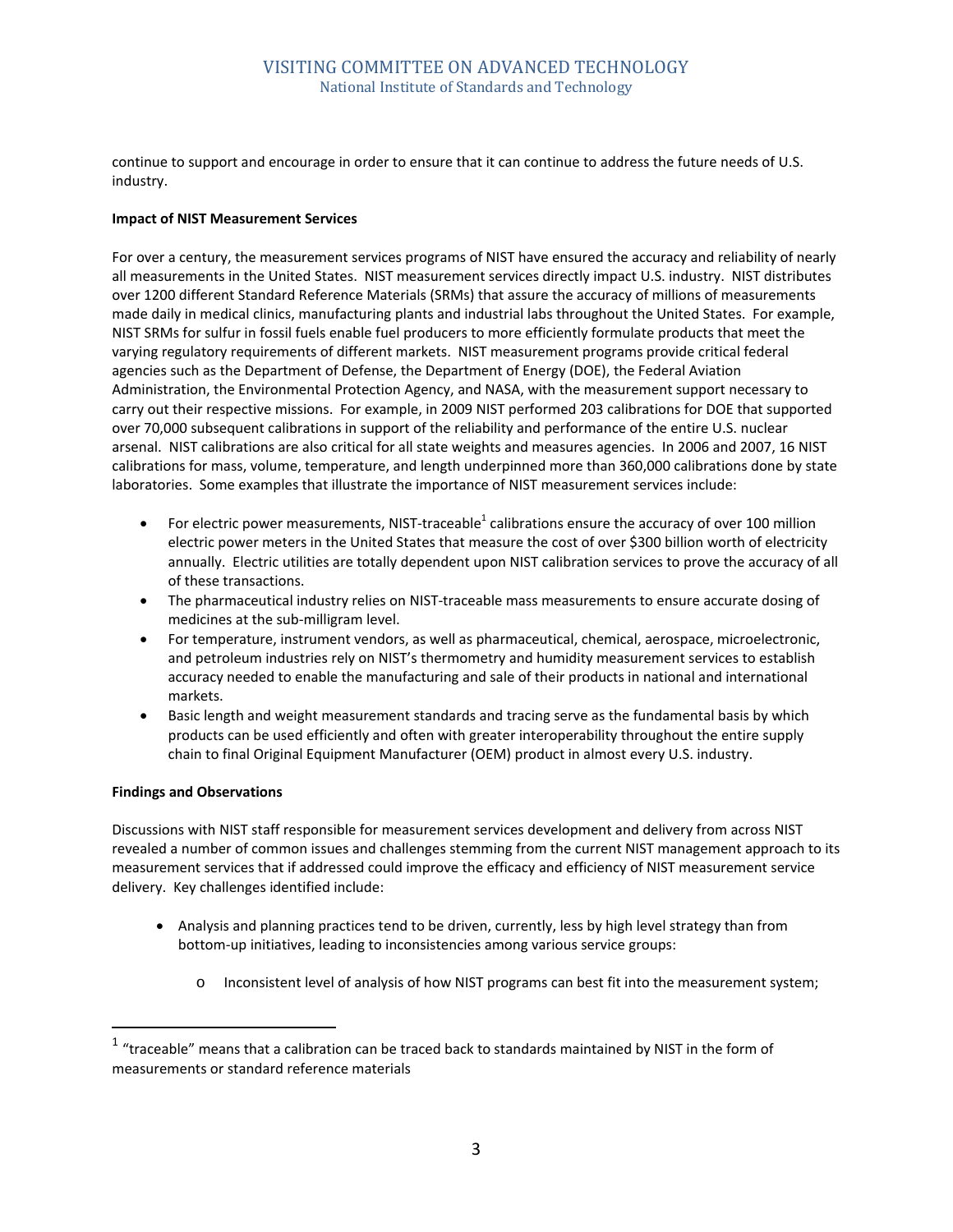continue to support and encourage in order to ensure that it can continue to address the future needs of U.S. industry.

**Impact of NIST Measurement Services**

For over a century, the measurement services programs of NIST have ensured the accuracy and reliability of nearly all measurements in the United States. NIST measurement services directly impact U.S. industry. NIST distributes over 1200 different Standard Reference Materials (SRMs) that assure the accuracy of millions of measurements made daily in medical clinics, manufacturing plants and industrial labs throughout the United States. For example, NIST SRMs for sulfur in fossil fuels enable fuel producers to more efficiently formulate products that meet the varying regulatory requirements of different markets. NIST measurement programs provide critical federal agencies such as the Department of Defense, the Department of Energy (DOE), the Federal Aviation Administration, the Environmental Protection Agency, and NASA, with the measurement support necessary to carry out their respective missions. For example, in 2009 NIST performed 203 calibrations for DOE that supported over 70,000 subsequent calibrations in support of the reliability and performance of the entire U.S. nuclear arsenal. NIST calibrations are also critical for all state weights and measures agencies. In 2006 and 2007, 16 NIST calibrations for mass, volume, temperature, and length underpinned more than 360,000 calibrations done by state laboratories. Some examples that illustrate the importance of NIST measurement services include:

- For electric power measurements, NIST-traceable[1] calibrations ensure the accuracy of over 100 million electric power meters in the United States that measure the cost of over $300 billion worth of electricity annually. Electric utilities are totally dependent upon NIST calibration services to prove the accuracy of all of these transactions.
- The pharmaceutical industry relies on NIST-traceable mass measurements to ensure accurate dosing of medicines at the sub-milligram level.
- For temperature, instrument vendors, as well as pharmaceutical, chemical, aerospace, microelectronic, and petroleum industries rely on NIST's thermometry and humidity measurement services to establish accuracy needed to enable the manufacturing and sale of their products in national and international markets.
- Basic length and weight measurement standards and tracing serve as the fundamental basis by which products can be used efficiently and often with greater interoperability throughout the entire supply chain to final Original Equipment Manufacturer (OEM) product in almost every U.S. industry.

**Findings and Observations**

Discussions with NIST staff responsible for measurement services development and delivery from across NIST revealed a number of common issues and challenges stemming from the current NIST management approach to its measurement services that if addressed could improve the efficacy and efficiency of NIST measurement service delivery. Key challenges identified include:

- Analysis and planning practices tend to be driven, currently, less by high level strategy than from bottom-up initiatives, leading to inconsistencies among various service groups:
    - Inconsistent level of analysis of how NIST programs can best fit into the measurement system;

[1] "traceable" means that a calibration can be traced back to standards maintained by NIST in the form of measurements or standard reference materials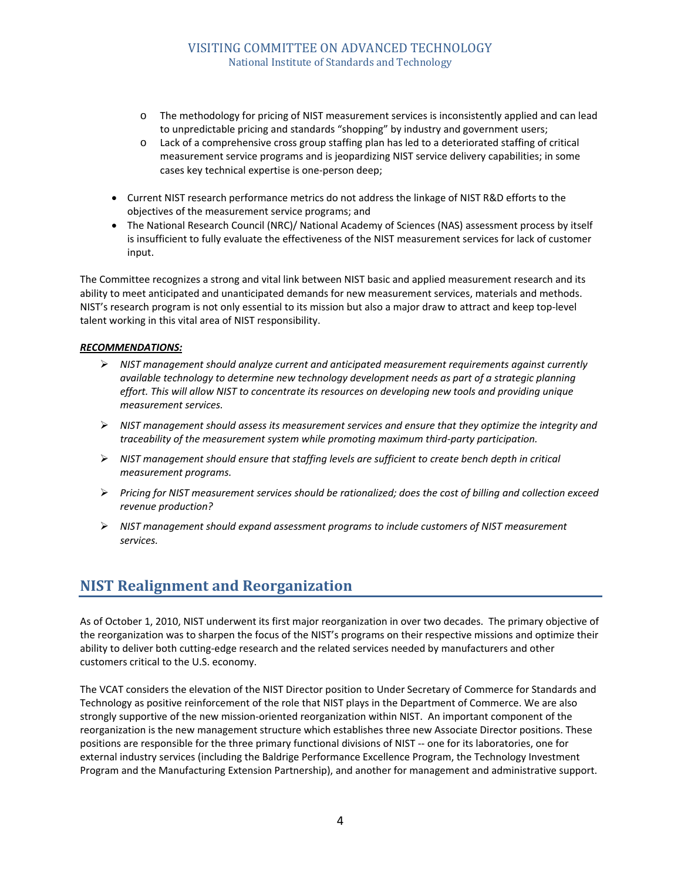- The methodology for pricing of NIST measurement services is inconsistently applied and can lead to unpredictable pricing and standards "shopping" by industry and government users;
  - Lack of a comprehensive cross group staffing plan has led to a deteriorated staffing of critical measurement service programs and is jeopardizing NIST service delivery capabilities; in some cases key technical expertise is one-person deep;

- Current NIST research performance metrics do not address the linkage of NIST R&D efforts to the objectives of the measurement service programs; and
- The National Research Council (NRC)/ National Academy of Sciences (NAS) assessment process by itself is insufficient to fully evaluate the effectiveness of the NIST measurement services for lack of customer input.

The Committee recognizes a strong and vital link between NIST basic and applied measurement research and its ability to meet anticipated and unanticipated demands for new measurement services, materials and methods. NIST's research program is not only essential to its mission but also a major draw to attract and keep top-level talent working in this vital area of NIST responsibility.

***RECOMMENDATIONS:***

- *NIST management should analyze current and anticipated measurement requirements against currently available technology to determine new technology development needs as part of a strategic planning effort. This will allow NIST to concentrate its resources on developing new tools and providing unique measurement services.*
- *NIST management should assess its measurement services and ensure that they optimize the integrity and traceability of the measurement system while promoting maximum third-party participation.*
- *NIST management should ensure that staffing levels are sufficient to create bench depth in critical measurement programs.*
- *Pricing for NIST measurement services should be rationalized; does the cost of billing and collection exceed revenue production?*
- *NIST management should expand assessment programs to include customers of NIST measurement services.*

## NIST Realignment and Reorganization

As of October 1, 2010, NIST underwent its first major reorganization in over two decades. The primary objective of the reorganization was to sharpen the focus of the NIST's programs on their respective missions and optimize their ability to deliver both cutting-edge research and the related services needed by manufacturers and other customers critical to the U.S. economy.

The VCAT considers the elevation of the NIST Director position to Under Secretary of Commerce for Standards and Technology as positive reinforcement of the role that NIST plays in the Department of Commerce. We are also strongly supportive of the new mission-oriented reorganization within NIST. An important component of the reorganization is the new management structure which establishes three new Associate Director positions. These positions are responsible for the three primary functional divisions of NIST -- one for its laboratories, one for external industry services (including the Baldrige Performance Excellence Program, the Technology Investment Program and the Manufacturing Extension Partnership), and another for management and administrative support.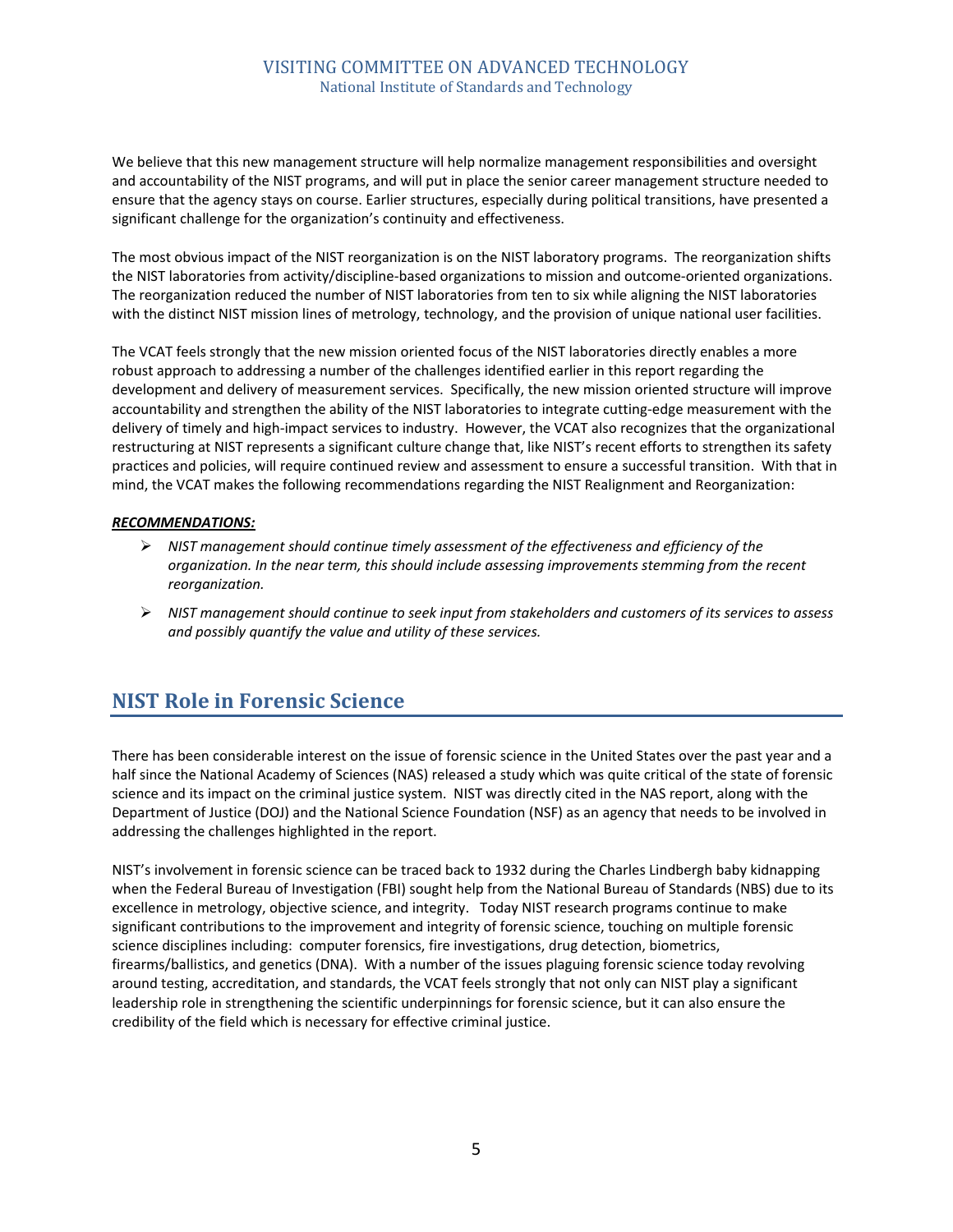We believe that this new management structure will help normalize management responsibilities and oversight and accountability of the NIST programs, and will put in place the senior career management structure needed to ensure that the agency stays on course. Earlier structures, especially during political transitions, have presented a significant challenge for the organization's continuity and effectiveness.

The most obvious impact of the NIST reorganization is on the NIST laboratory programs. The reorganization shifts the NIST laboratories from activity/discipline-based organizations to mission and outcome-oriented organizations. The reorganization reduced the number of NIST laboratories from ten to six while aligning the NIST laboratories with the distinct NIST mission lines of metrology, technology, and the provision of unique national user facilities.

The VCAT feels strongly that the new mission oriented focus of the NIST laboratories directly enables a more robust approach to addressing a number of the challenges identified earlier in this report regarding the development and delivery of measurement services. Specifically, the new mission oriented structure will improve accountability and strengthen the ability of the NIST laboratories to integrate cutting-edge measurement with the delivery of timely and high-impact services to industry. However, the VCAT also recognizes that the organizational restructuring at NIST represents a significant culture change that, like NIST's recent efforts to strengthen its safety practices and policies, will require continued review and assessment to ensure a successful transition. With that in mind, the VCAT makes the following recommendations regarding the NIST Realignment and Reorganization:

***RECOMMENDATIONS:***

- *NIST management should continue timely assessment of the effectiveness and efficiency of the organization. In the near term, this should include assessing improvements stemming from the recent reorganization.*
- *NIST management should continue to seek input from stakeholders and customers of its services to assess and possibly quantify the value and utility of these services.*

## NIST Role in Forensic Science

There has been considerable interest on the issue of forensic science in the United States over the past year and a half since the National Academy of Sciences (NAS) released a study which was quite critical of the state of forensic science and its impact on the criminal justice system. NIST was directly cited in the NAS report, along with the Department of Justice (DOJ) and the National Science Foundation (NSF) as an agency that needs to be involved in addressing the challenges highlighted in the report.

NIST's involvement in forensic science can be traced back to 1932 during the Charles Lindbergh baby kidnapping when the Federal Bureau of Investigation (FBI) sought help from the National Bureau of Standards (NBS) due to its excellence in metrology, objective science, and integrity. Today NIST research programs continue to make significant contributions to the improvement and integrity of forensic science, touching on multiple forensic science disciplines including: computer forensics, fire investigations, drug detection, biometrics, firearms/ballistics, and genetics (DNA). With a number of the issues plaguing forensic science today revolving around testing, accreditation, and standards, the VCAT feels strongly that not only can NIST play a significant leadership role in strengthening the scientific underpinnings for forensic science, but it can also ensure the credibility of the field which is necessary for effective criminal justice.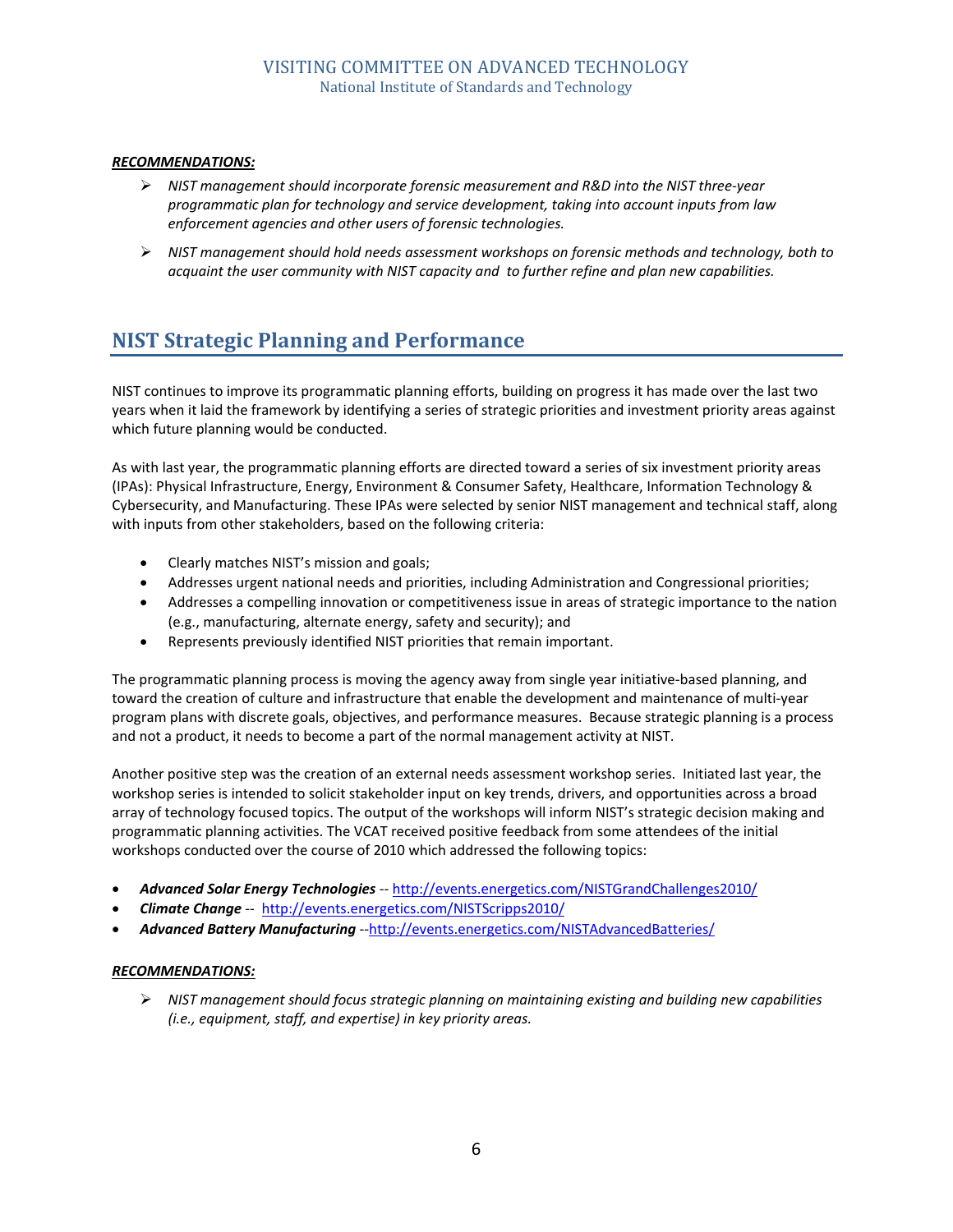***RECOMMENDATIONS:***

- *NIST management should incorporate forensic measurement and R&D into the NIST three-year programmatic plan for technology and service development, taking into account inputs from law enforcement agencies and other users of forensic technologies.*
- *NIST management should hold needs assessment workshops on forensic methods and technology, both to acquaint the user community with NIST capacity and to further refine and plan new capabilities.*

## NIST Strategic Planning and Performance

NIST continues to improve its programmatic planning efforts, building on progress it has made over the last two years when it laid the framework by identifying a series of strategic priorities and investment priority areas against which future planning would be conducted.

As with last year, the programmatic planning efforts are directed toward a series of six investment priority areas (IPAs): Physical Infrastructure, Energy, Environment & Consumer Safety, Healthcare, Information Technology & Cybersecurity, and Manufacturing. These IPAs were selected by senior NIST management and technical staff, along with inputs from other stakeholders, based on the following criteria:

- Clearly matches NIST's mission and goals;
- Addresses urgent national needs and priorities, including Administration and Congressional priorities;
- Addresses a compelling innovation or competitiveness issue in areas of strategic importance to the nation (e.g., manufacturing, alternate energy, safety and security); and
- Represents previously identified NIST priorities that remain important.

The programmatic planning process is moving the agency away from single year initiative-based planning, and toward the creation of culture and infrastructure that enable the development and maintenance of multi-year program plans with discrete goals, objectives, and performance measures. Because strategic planning is a process and not a product, it needs to become a part of the normal management activity at NIST.

Another positive step was the creation of an external needs assessment workshop series. Initiated last year, the workshop series is intended to solicit stakeholder input on key trends, drivers, and opportunities across a broad array of technology focused topics. The output of the workshops will inform NIST's strategic decision making and programmatic planning activities. The VCAT received positive feedback from some attendees of the initial workshops conducted over the course of 2010 which addressed the following topics:

- ***Advanced Solar Energy Technologies*** -- http://events.energetics.com/NISTGrandChallenges2010/
- ***Climate Change*** -- http://events.energetics.com/NISTScripps2010/
- ***Advanced Battery Manufacturing*** --http://events.energetics.com/NISTAdvancedBatteries/

***RECOMMENDATIONS:***

- *NIST management should focus strategic planning on maintaining existing and building new capabilities (i.e., equipment, staff, and expertise) in key priority areas.*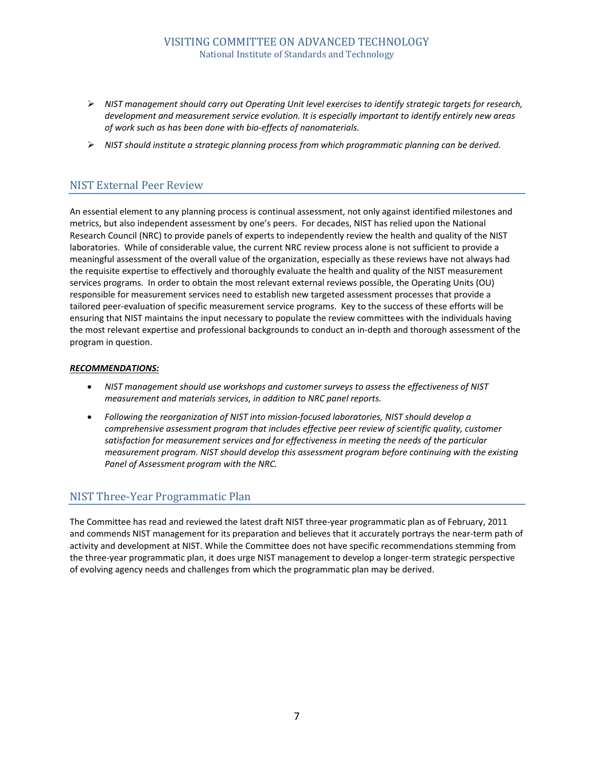- *NIST management should carry out Operating Unit level exercises to identify strategic targets for research, development and measurement service evolution. It is especially important to identify entirely new areas of work such as has been done with bio-effects of nanomaterials.*
- *NIST should institute a strategic planning process from which programmatic planning can be derived.*

## NIST External Peer Review

An essential element to any planning process is continual assessment, not only against identified milestones and metrics, but also independent assessment by one's peers. For decades, NIST has relied upon the National Research Council (NRC) to provide panels of experts to independently review the health and quality of the NIST laboratories. While of considerable value, the current NRC review process alone is not sufficient to provide a meaningful assessment of the overall value of the organization, especially as these reviews have not always had the requisite expertise to effectively and thoroughly evaluate the health and quality of the NIST measurement services programs. In order to obtain the most relevant external reviews possible, the Operating Units (OU) responsible for measurement services need to establish new targeted assessment processes that provide a tailored peer-evaluation of specific measurement service programs. Key to the success of these efforts will be ensuring that NIST maintains the input necessary to populate the review committees with the individuals having the most relevant expertise and professional backgrounds to conduct an in-depth and thorough assessment of the program in question.

***RECOMMENDATIONS:***

- *NIST management should use workshops and customer surveys to assess the effectiveness of NIST measurement and materials services, in addition to NRC panel reports.*
- *Following the reorganization of NIST into mission-focused laboratories, NIST should develop a comprehensive assessment program that includes effective peer review of scientific quality, customer satisfaction for measurement services and for effectiveness in meeting the needs of the particular measurement program. NIST should develop this assessment program before continuing with the existing Panel of Assessment program with the NRC.*

## NIST Three-Year Programmatic Plan

The Committee has read and reviewed the latest draft NIST three-year programmatic plan as of February, 2011 and commends NIST management for its preparation and believes that it accurately portrays the near-term path of activity and development at NIST. While the Committee does not have specific recommendations stemming from the three-year programmatic plan, it does urge NIST management to develop a longer-term strategic perspective of evolving agency needs and challenges from which the programmatic plan may be derived.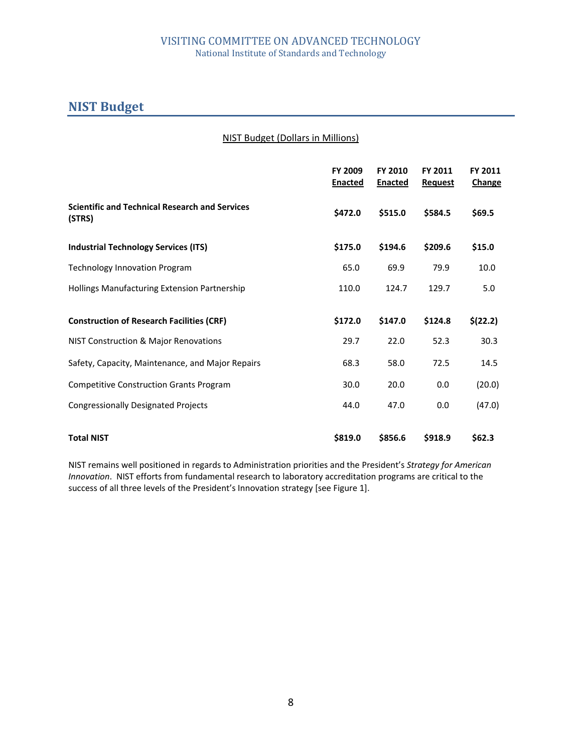## NIST Budget

NIST Budget (Dollars in Millions)

| | FY 2009 Enacted | FY 2010 Enacted | FY 2011 Request | FY 2011 Change |
|---|---|---|---|---|
| **Scientific and Technical Research and Services (STRS)** | **$472.0** | **$515.0** | **$584.5** | **$69.5** |
| **Industrial Technology Services (ITS)** | **$175.0** | **$194.6** | **$209.6** | **$15.0** |
| Technology Innovation Program | 65.0 | 69.9 | 79.9 | 10.0 |
| Hollings Manufacturing Extension Partnership | 110.0 | 124.7 | 129.7 | 5.0 |
| **Construction of Research Facilities (CRF)** | **$172.0** | **$147.0** | **$124.8** | **$(22.2)** |
| NIST Construction & Major Renovations | 29.7 | 22.0 | 52.3 | 30.3 |
| Safety, Capacity, Maintenance, and Major Repairs | 68.3 | 58.0 | 72.5 | 14.5 |
| Competitive Construction Grants Program | 30.0 | 20.0 | 0.0 | (20.0) |
| Congressionally Designated Projects | 44.0 | 47.0 | 0.0 | (47.0) |
| **Total NIST** | **$819.0** | **$856.6** | **$918.9** | **$62.3** |

NIST remains well positioned in regards to Administration priorities and the President's *Strategy for American Innovation*. NIST efforts from fundamental research to laboratory accreditation programs are critical to the success of all three levels of the President's Innovation strategy [see Figure 1].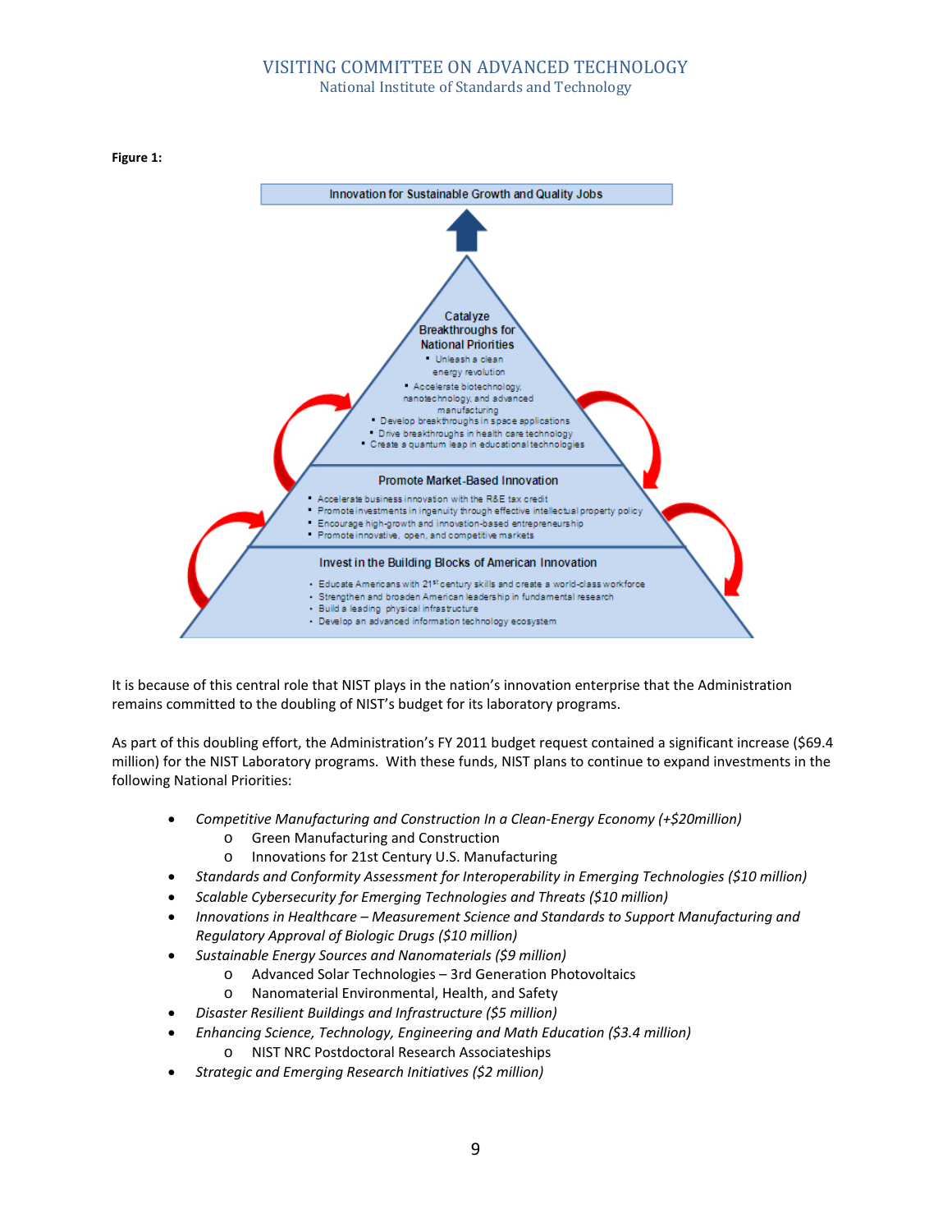**Figure 1:**

Innovation for Sustainable Growth and Quality Jobs

**Catalyze Breakthroughs for National Priorities**

- Unleash a clean energy revolution
- Accelerate biotechnology, nanotechnology, and advanced manufacturing
- Develop breakthroughs in space applications
- Drive breakthroughs in health care technology
- Create a quantum leap in educational technologies

**Promote Market-Based Innovation**

- Accelerate business innovation with the R&E tax credit
- Promote investments in ingenuity through effective intellectual property policy
- Encourage high-growth and innovation-based entrepreneurship
- Promote innovative, open, and competitive markets

**Invest in the Building Blocks of American Innovation**

- Educate Americans with 21st century skills and create a world-class workforce
- Strengthen and broaden American leadership in fundamental research
- Build a leading physical infrastructure
- Develop an advanced information technology ecosystem

It is because of this central role that NIST plays in the nation's innovation enterprise that the Administration remains committed to the doubling of NIST's budget for its laboratory programs.

As part of this doubling effort, the Administration's FY 2011 budget request contained a significant increase ($69.4 million) for the NIST Laboratory programs. With these funds, NIST plans to continue to expand investments in the following National Priorities:

- *Competitive Manufacturing and Construction In a Clean-Energy Economy (+$20million)*
  - Green Manufacturing and Construction
  - Innovations for 21st Century U.S. Manufacturing
- *Standards and Conformity Assessment for Interoperability in Emerging Technologies ($10 million)*
- *Scalable Cybersecurity for Emerging Technologies and Threats ($10 million)*
- *Innovations in Healthcare – Measurement Science and Standards to Support Manufacturing and Regulatory Approval of Biologic Drugs ($10 million)*
- *Sustainable Energy Sources and Nanomaterials ($9 million)*
  - Advanced Solar Technologies – 3rd Generation Photovoltaics
  - Nanomaterial Environmental, Health, and Safety
- *Disaster Resilient Buildings and Infrastructure ($5 million)*
- *Enhancing Science, Technology, Engineering and Math Education ($3.4 million)*
  - NIST NRC Postdoctoral Research Associateships
- *Strategic and Emerging Research Initiatives ($2 million)*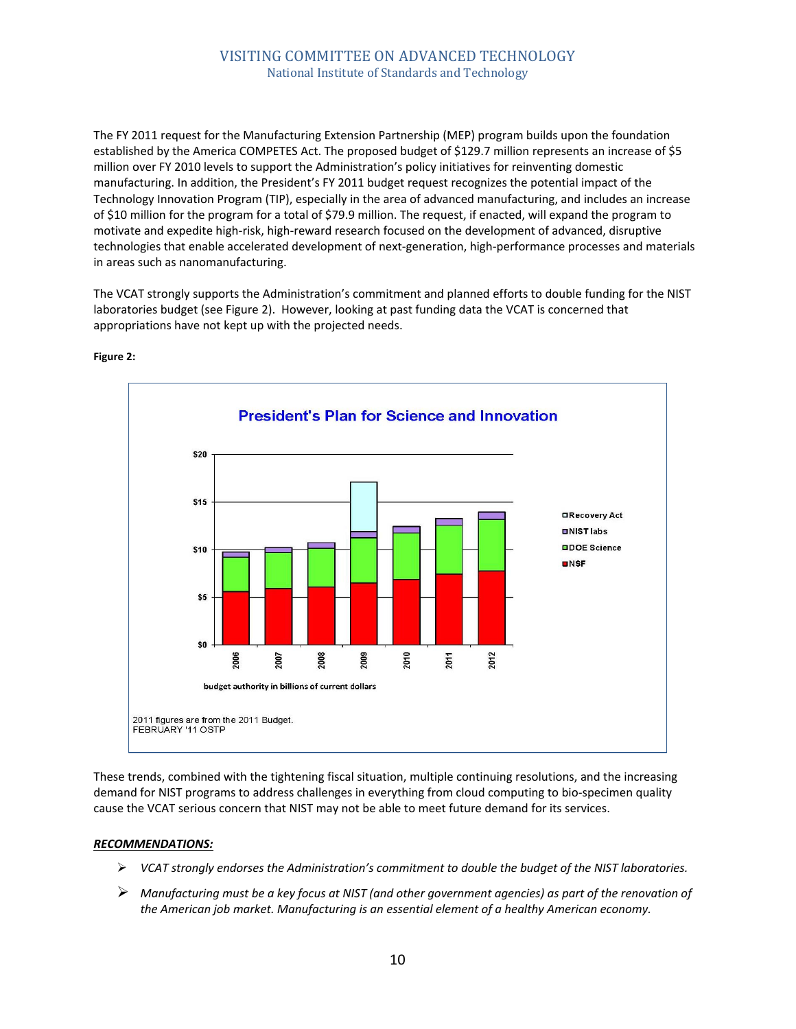The FY 2011 request for the Manufacturing Extension Partnership (MEP) program builds upon the foundation established by the America COMPETES Act. The proposed budget of $129.7 million represents an increase of $5 million over FY 2010 levels to support the Administration's policy initiatives for reinventing domestic manufacturing. In addition, the President's FY 2011 budget request recognizes the potential impact of the Technology Innovation Program (TIP), especially in the area of advanced manufacturing, and includes an increase of $10 million for the program for a total of $79.9 million. The request, if enacted, will expand the program to motivate and expedite high-risk, high-reward research focused on the development of advanced, disruptive technologies that enable accelerated development of next-generation, high-performance processes and materials in areas such as nanomanufacturing.

The VCAT strongly supports the Administration's commitment and planned efforts to double funding for the NIST laboratories budget (see Figure 2). However, looking at past funding data the VCAT is concerned that appropriations have not kept up with the projected needs.

**Figure 2:**

President's Plan for Science and Innovation

$20
$15
$10
$5
$0

2006
2007
2008
2009
2010
2011
2012

Recovery Act
NIST labs
DOE Science
NSF

budget authority in billions of current dollars

2011 figures are from the 2011 Budget.
FEBRUARY '11 OSTP

These trends, combined with the tightening fiscal situation, multiple continuing resolutions, and the increasing demand for NIST programs to address challenges in everything from cloud computing to bio-specimen quality cause the VCAT serious concern that NIST may not be able to meet future demand for its services.

***RECOMMENDATIONS:***

- *VCAT strongly endorses the Administration's commitment to double the budget of the NIST laboratories.*
- *Manufacturing must be a key focus at NIST (and other government agencies) as part of the renovation of the American job market. Manufacturing is an essential element of a healthy American economy.*